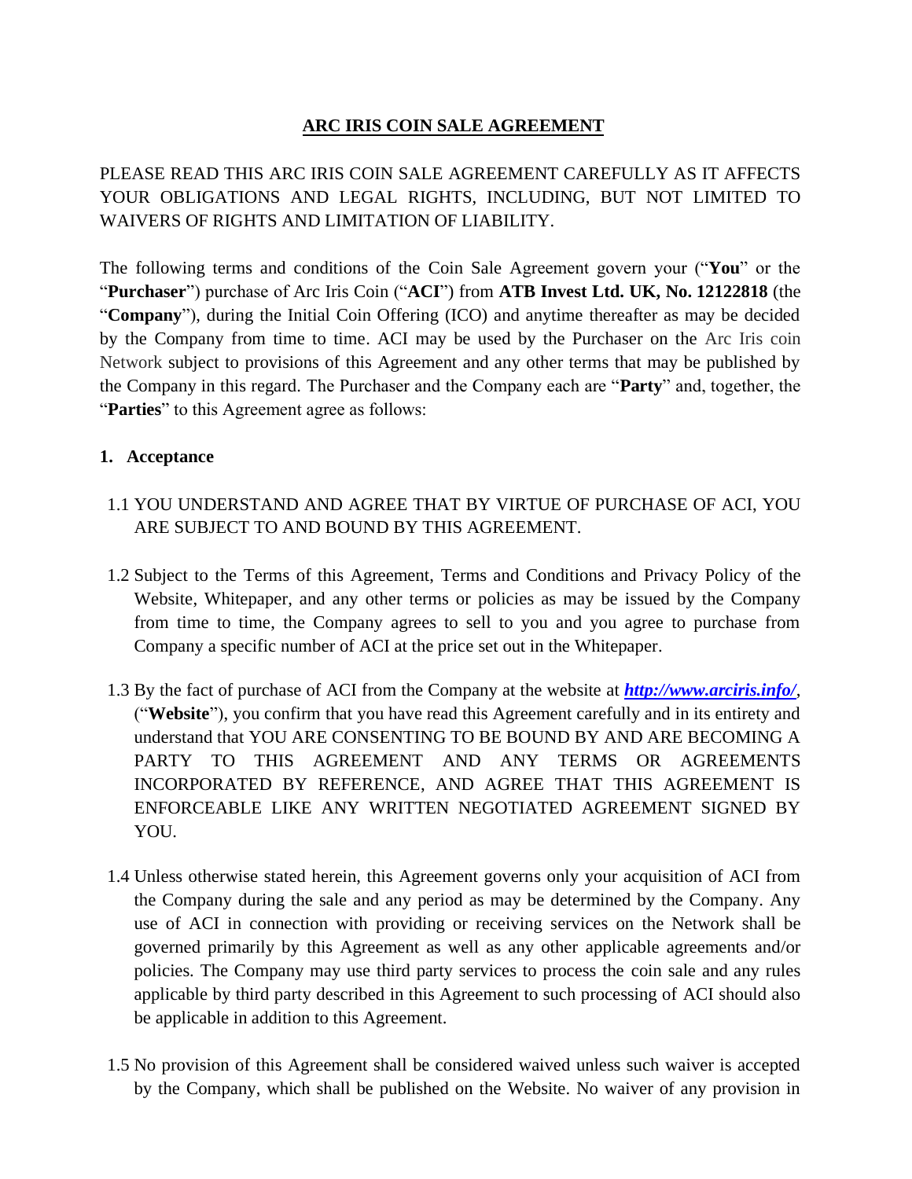# ARC IRIS COIN SALE AGREEMENT

PLEASE READ THIS ARC IRIS COIN SALE AGREEMENT CAREFULLY AS IT AFFECTS YOUR OBLIGATIONS AND LEGAL RIGHTS, INCLUDING, BUT NOT LIMITED TO WAIVERS OF RIGHTS AND LIMITATION OF LIABILITY.

The following terms and conditions of the Coin Sale Agreement govern your ("**You**" or the "**Purchaser**") purchase of Arc Iris Coin ("**ACI**") from **ATB Invest Ltd. UK, No. 12122818** (the "**Company**"), during the Initial Coin Offering (ICO) and anytime thereafter as may be decided by the Company from time to time. ACI may be used by the Purchaser on the Arc Iris coin Network subject to provisions of this Agreement and any other terms that may be published by the Company in this regard. The Purchaser and the Company each are "**Party**" and, together, the "**Parties**" to this Agreement agree as follows:

## 1. Acceptance

1.1 YOU UNDERSTAND AND AGREE THAT BY VIRTUE OF PURCHASE OF ACI, YOU ARE SUBJECT TO AND BOUND BY THIS AGREEMENT.

1.2 Subject to the Terms of this Agreement, Terms and Conditions and Privacy Policy of the Website, Whitepaper, and any other terms or policies as may be issued by the Company from time to time, the Company agrees to sell to you and you agree to purchase from Company a specific number of ACI at the price set out in the Whitepaper.

1.3 By the fact of purchase of ACI from the Company at the website at ***http://www.arciris.info/***, ("**Website**"), you confirm that you have read this Agreement carefully and in its entirety and understand that YOU ARE CONSENTING TO BE BOUND BY AND ARE BECOMING A PARTY TO THIS AGREEMENT AND ANY TERMS OR AGREEMENTS INCORPORATED BY REFERENCE, AND AGREE THAT THIS AGREEMENT IS ENFORCEABLE LIKE ANY WRITTEN NEGOTIATED AGREEMENT SIGNED BY YOU.

1.4 Unless otherwise stated herein, this Agreement governs only your acquisition of ACI from the Company during the sale and any period as may be determined by the Company. Any use of ACI in connection with providing or receiving services on the Network shall be governed primarily by this Agreement as well as any other applicable agreements and/or policies. The Company may use third party services to process the coin sale and any rules applicable by third party described in this Agreement to such processing of ACI should also be applicable in addition to this Agreement.

1.5 No provision of this Agreement shall be considered waived unless such waiver is accepted by the Company, which shall be published on the Website. No waiver of any provision in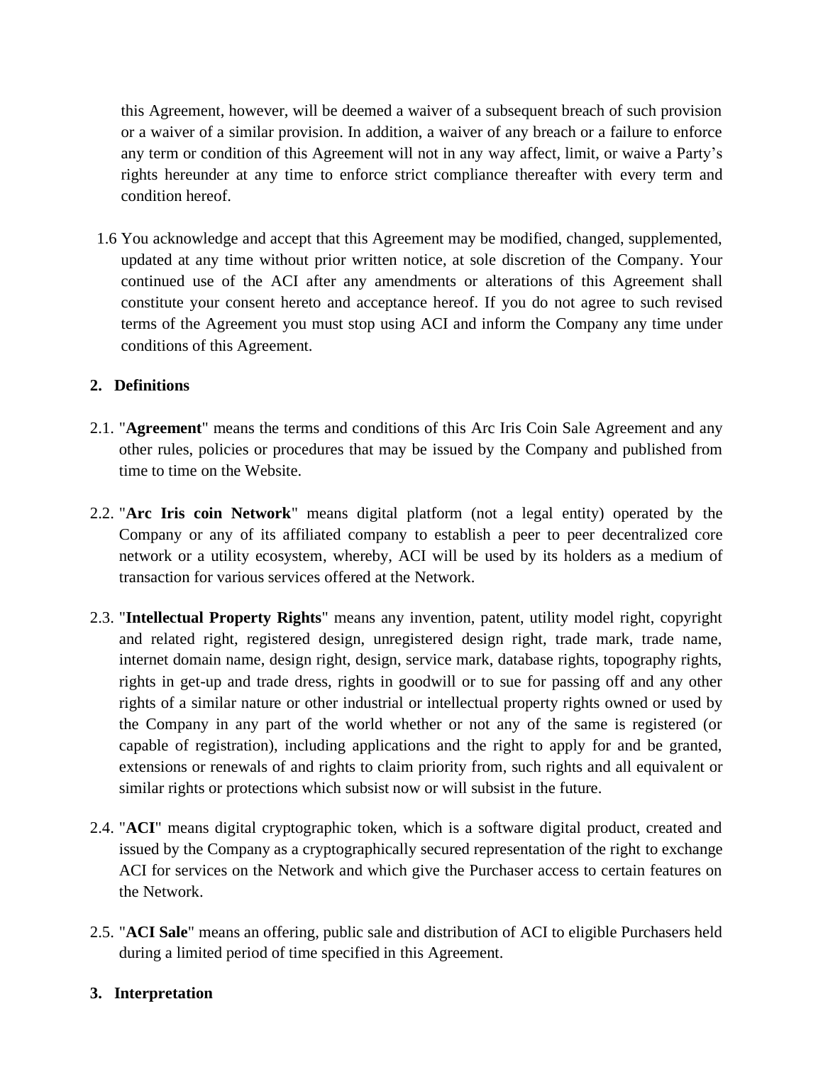this Agreement, however, will be deemed a waiver of a subsequent breach of such provision or a waiver of a similar provision. In addition, a waiver of any breach or a failure to enforce any term or condition of this Agreement will not in any way affect, limit, or waive a Party's rights hereunder at any time to enforce strict compliance thereafter with every term and condition hereof.

1.6 You acknowledge and accept that this Agreement may be modified, changed, supplemented, updated at any time without prior written notice, at sole discretion of the Company. Your continued use of the ACI after any amendments or alterations of this Agreement shall constitute your consent hereto and acceptance hereof. If you do not agree to such revised terms of the Agreement you must stop using ACI and inform the Company any time under conditions of this Agreement.

## 2. Definitions

2.1. "**Agreement**" means the terms and conditions of this Arc Iris Coin Sale Agreement and any other rules, policies or procedures that may be issued by the Company and published from time to time on the Website.

2.2. "**Arc Iris coin Network**" means digital platform (not a legal entity) operated by the Company or any of its affiliated company to establish a peer to peer decentralized core network or a utility ecosystem, whereby, ACI will be used by its holders as a medium of transaction for various services offered at the Network.

2.3. "**Intellectual Property Rights**" means any invention, patent, utility model right, copyright and related right, registered design, unregistered design right, trade mark, trade name, internet domain name, design right, design, service mark, database rights, topography rights, rights in get-up and trade dress, rights in goodwill or to sue for passing off and any other rights of a similar nature or other industrial or intellectual property rights owned or used by the Company in any part of the world whether or not any of the same is registered (or capable of registration), including applications and the right to apply for and be granted, extensions or renewals of and rights to claim priority from, such rights and all equivalent or similar rights or protections which subsist now or will subsist in the future.

2.4. "**ACI**" means digital cryptographic token, which is a software digital product, created and issued by the Company as a cryptographically secured representation of the right to exchange ACI for services on the Network and which give the Purchaser access to certain features on the Network.

2.5. "**ACI Sale**" means an offering, public sale and distribution of ACI to eligible Purchasers held during a limited period of time specified in this Agreement.

## 3. Interpretation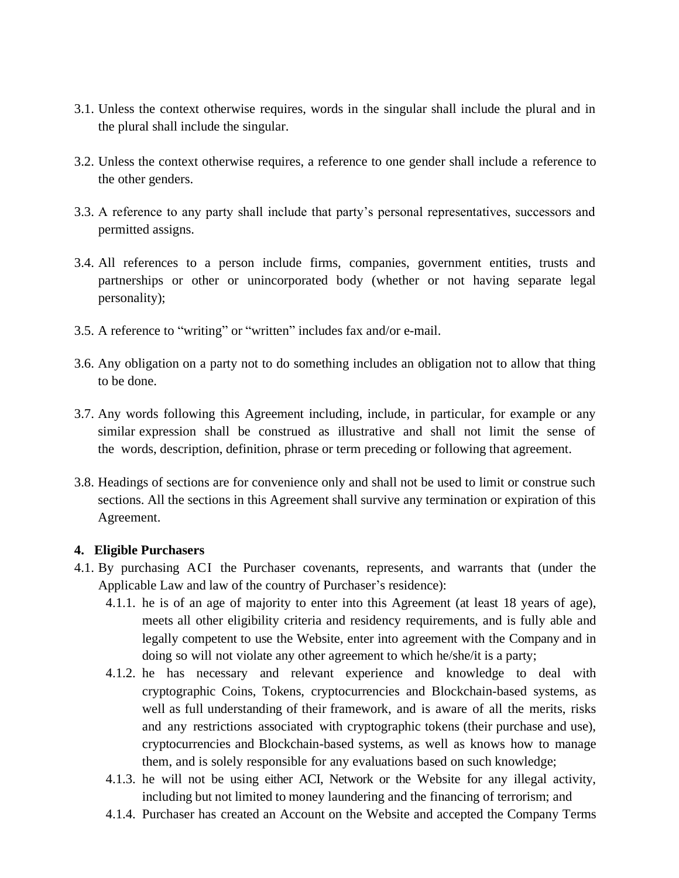3.1. Unless the context otherwise requires, words in the singular shall include the plural and in the plural shall include the singular.

3.2. Unless the context otherwise requires, a reference to one gender shall include a reference to the other genders.

3.3. A reference to any party shall include that party's personal representatives, successors and permitted assigns.

3.4. All references to a person include firms, companies, government entities, trusts and partnerships or other or unincorporated body (whether or not having separate legal personality);

3.5. A reference to "writing" or "written" includes fax and/or e-mail.

3.6. Any obligation on a party not to do something includes an obligation not to allow that thing to be done.

3.7. Any words following this Agreement including, include, in particular, for example or any similar expression shall be construed as illustrative and shall not limit the sense of the words, description, definition, phrase or term preceding or following that agreement.

3.8. Headings of sections are for convenience only and shall not be used to limit or construe such sections. All the sections in this Agreement shall survive any termination or expiration of this Agreement.

**4. Eligible Purchasers**

4.1. By purchasing ACI the Purchaser covenants, represents, and warrants that (under the Applicable Law and law of the country of Purchaser's residence):

4.1.1. he is of an age of majority to enter into this Agreement (at least 18 years of age), meets all other eligibility criteria and residency requirements, and is fully able and legally competent to use the Website, enter into agreement with the Company and in doing so will not violate any other agreement to which he/she/it is a party;

4.1.2. he has necessary and relevant experience and knowledge to deal with cryptographic Coins, Tokens, cryptocurrencies and Blockchain-based systems, as well as full understanding of their framework, and is aware of all the merits, risks and any restrictions associated with cryptographic tokens (their purchase and use), cryptocurrencies and Blockchain-based systems, as well as knows how to manage them, and is solely responsible for any evaluations based on such knowledge;

4.1.3. he will not be using either ACI, Network or the Website for any illegal activity, including but not limited to money laundering and the financing of terrorism; and

4.1.4. Purchaser has created an Account on the Website and accepted the Company Terms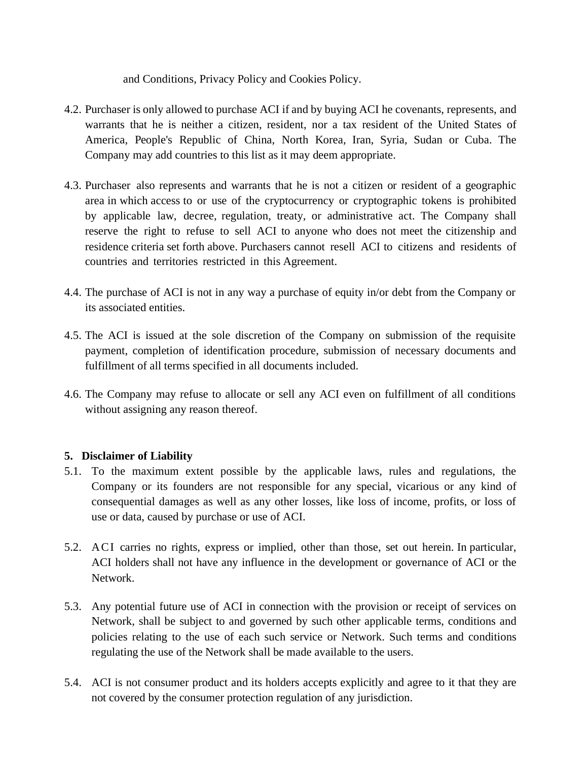and Conditions, Privacy Policy and Cookies Policy.

4.2. Purchaser is only allowed to purchase ACI if and by buying ACI he covenants, represents, and warrants that he is neither a citizen, resident, nor a tax resident of the United States of America, People's Republic of China, North Korea, Iran, Syria, Sudan or Cuba. The Company may add countries to this list as it may deem appropriate.

4.3. Purchaser also represents and warrants that he is not a citizen or resident of a geographic area in which access to or use of the cryptocurrency or cryptographic tokens is prohibited by applicable law, decree, regulation, treaty, or administrative act. The Company shall reserve the right to refuse to sell ACI to anyone who does not meet the citizenship and residence criteria set forth above. Purchasers cannot resell ACI to citizens and residents of countries and territories restricted in this Agreement.

4.4. The purchase of ACI is not in any way a purchase of equity in/or debt from the Company or its associated entities.

4.5. The ACI is issued at the sole discretion of the Company on submission of the requisite payment, completion of identification procedure, submission of necessary documents and fulfillment of all terms specified in all documents included.

4.6. The Company may refuse to allocate or sell any ACI even on fulfillment of all conditions without assigning any reason thereof.

## 5. Disclaimer of Liability

5.1. To the maximum extent possible by the applicable laws, rules and regulations, the Company or its founders are not responsible for any special, vicarious or any kind of consequential damages as well as any other losses, like loss of income, profits, or loss of use or data, caused by purchase or use of ACI.

5.2. ACI carries no rights, express or implied, other than those, set out herein. In particular, ACI holders shall not have any influence in the development or governance of ACI or the Network.

5.3. Any potential future use of ACI in connection with the provision or receipt of services on Network, shall be subject to and governed by such other applicable terms, conditions and policies relating to the use of each such service or Network. Such terms and conditions regulating the use of the Network shall be made available to the users.

5.4. ACI is not consumer product and its holders accepts explicitly and agree to it that they are not covered by the consumer protection regulation of any jurisdiction.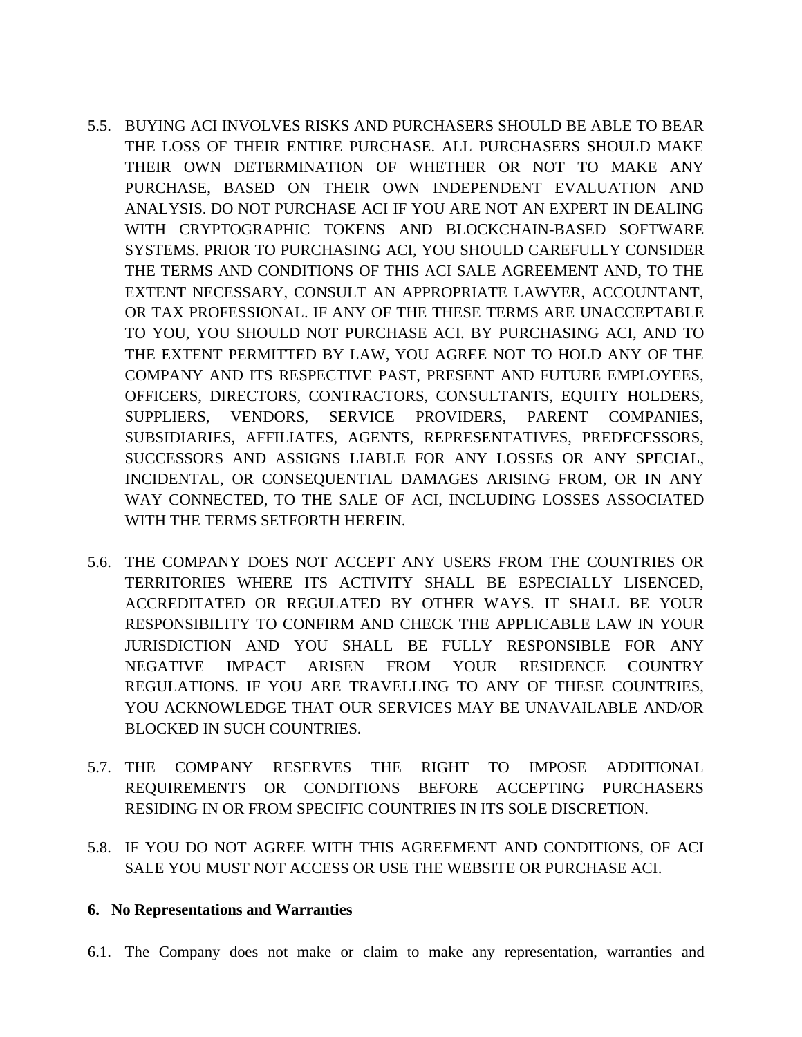5.5. BUYING ACI INVOLVES RISKS AND PURCHASERS SHOULD BE ABLE TO BEAR THE LOSS OF THEIR ENTIRE PURCHASE. ALL PURCHASERS SHOULD MAKE THEIR OWN DETERMINATION OF WHETHER OR NOT TO MAKE ANY PURCHASE, BASED ON THEIR OWN INDEPENDENT EVALUATION AND ANALYSIS. DO NOT PURCHASE ACI IF YOU ARE NOT AN EXPERT IN DEALING WITH CRYPTOGRAPHIC TOKENS AND BLOCKCHAIN-BASED SOFTWARE SYSTEMS. PRIOR TO PURCHASING ACI, YOU SHOULD CAREFULLY CONSIDER THE TERMS AND CONDITIONS OF THIS ACI SALE AGREEMENT AND, TO THE EXTENT NECESSARY, CONSULT AN APPROPRIATE LAWYER, ACCOUNTANT, OR TAX PROFESSIONAL. IF ANY OF THE THESE TERMS ARE UNACCEPTABLE TO YOU, YOU SHOULD NOT PURCHASE ACI. BY PURCHASING ACI, AND TO THE EXTENT PERMITTED BY LAW, YOU AGREE NOT TO HOLD ANY OF THE COMPANY AND ITS RESPECTIVE PAST, PRESENT AND FUTURE EMPLOYEES, OFFICERS, DIRECTORS, CONTRACTORS, CONSULTANTS, EQUITY HOLDERS, SUPPLIERS, VENDORS, SERVICE PROVIDERS, PARENT COMPANIES, SUBSIDIARIES, AFFILIATES, AGENTS, REPRESENTATIVES, PREDECESSORS, SUCCESSORS AND ASSIGNS LIABLE FOR ANY LOSSES OR ANY SPECIAL, INCIDENTAL, OR CONSEQUENTIAL DAMAGES ARISING FROM, OR IN ANY WAY CONNECTED, TO THE SALE OF ACI, INCLUDING LOSSES ASSOCIATED WITH THE TERMS SETFORTH HEREIN.

5.6. THE COMPANY DOES NOT ACCEPT ANY USERS FROM THE COUNTRIES OR TERRITORIES WHERE ITS ACTIVITY SHALL BE ESPECIALLY LISENCED, ACCREDITATED OR REGULATED BY OTHER WAYS. IT SHALL BE YOUR RESPONSIBILITY TO CONFIRM AND CHECK THE APPLICABLE LAW IN YOUR JURISDICTION AND YOU SHALL BE FULLY RESPONSIBLE FOR ANY NEGATIVE IMPACT ARISEN FROM YOUR RESIDENCE COUNTRY REGULATIONS. IF YOU ARE TRAVELLING TO ANY OF THESE COUNTRIES, YOU ACKNOWLEDGE THAT OUR SERVICES MAY BE UNAVAILABLE AND/OR BLOCKED IN SUCH COUNTRIES.

5.7. THE COMPANY RESERVES THE RIGHT TO IMPOSE ADDITIONAL REQUIREMENTS OR CONDITIONS BEFORE ACCEPTING PURCHASERS RESIDING IN OR FROM SPECIFIC COUNTRIES IN ITS SOLE DISCRETION.

5.8. IF YOU DO NOT AGREE WITH THIS AGREEMENT AND CONDITIONS, OF ACI SALE YOU MUST NOT ACCESS OR USE THE WEBSITE OR PURCHASE ACI.

**6. No Representations and Warranties**

6.1. The Company does not make or claim to make any representation, warranties and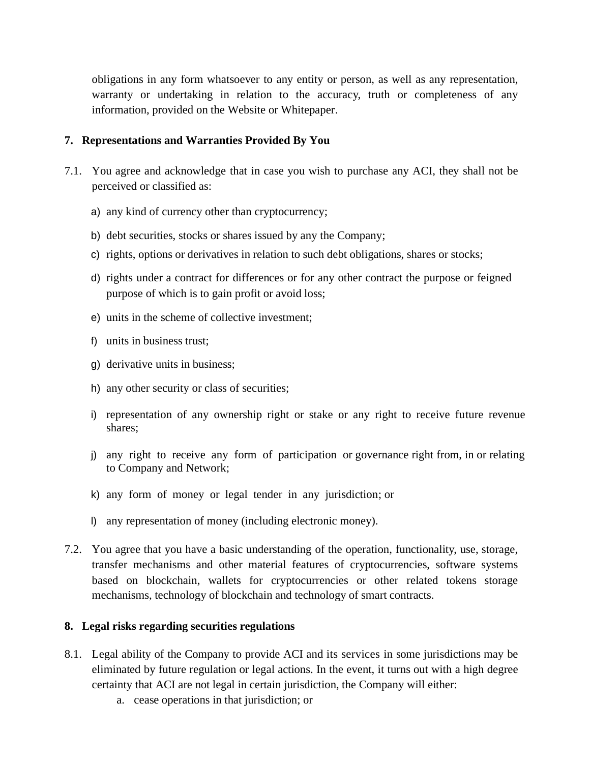obligations in any form whatsoever to any entity or person, as well as any representation, warranty or undertaking in relation to the accuracy, truth or completeness of any information, provided on the Website or Whitepaper.

## 7. Representations and Warranties Provided By You

7.1. You agree and acknowledge that in case you wish to purchase any ACI, they shall not be perceived or classified as:

a) any kind of currency other than cryptocurrency;

b) debt securities, stocks or shares issued by any the Company;

c) rights, options or derivatives in relation to such debt obligations, shares or stocks;

d) rights under a contract for differences or for any other contract the purpose or feigned purpose of which is to gain profit or avoid loss;

e) units in the scheme of collective investment;

f) units in business trust;

g) derivative units in business;

h) any other security or class of securities;

i) representation of any ownership right or stake or any right to receive future revenue shares;

j) any right to receive any form of participation or governance right from, in or relating to Company and Network;

k) any form of money or legal tender in any jurisdiction; or

l) any representation of money (including electronic money).

7.2. You agree that you have a basic understanding of the operation, functionality, use, storage, transfer mechanisms and other material features of cryptocurrencies, software systems based on blockchain, wallets for cryptocurrencies or other related tokens storage mechanisms, technology of blockchain and technology of smart contracts.

## 8. Legal risks regarding securities regulations

8.1. Legal ability of the Company to provide ACI and its services in some jurisdictions may be eliminated by future regulation or legal actions. In the event, it turns out with a high degree certainty that ACI are not legal in certain jurisdiction, the Company will either:

a. cease operations in that jurisdiction; or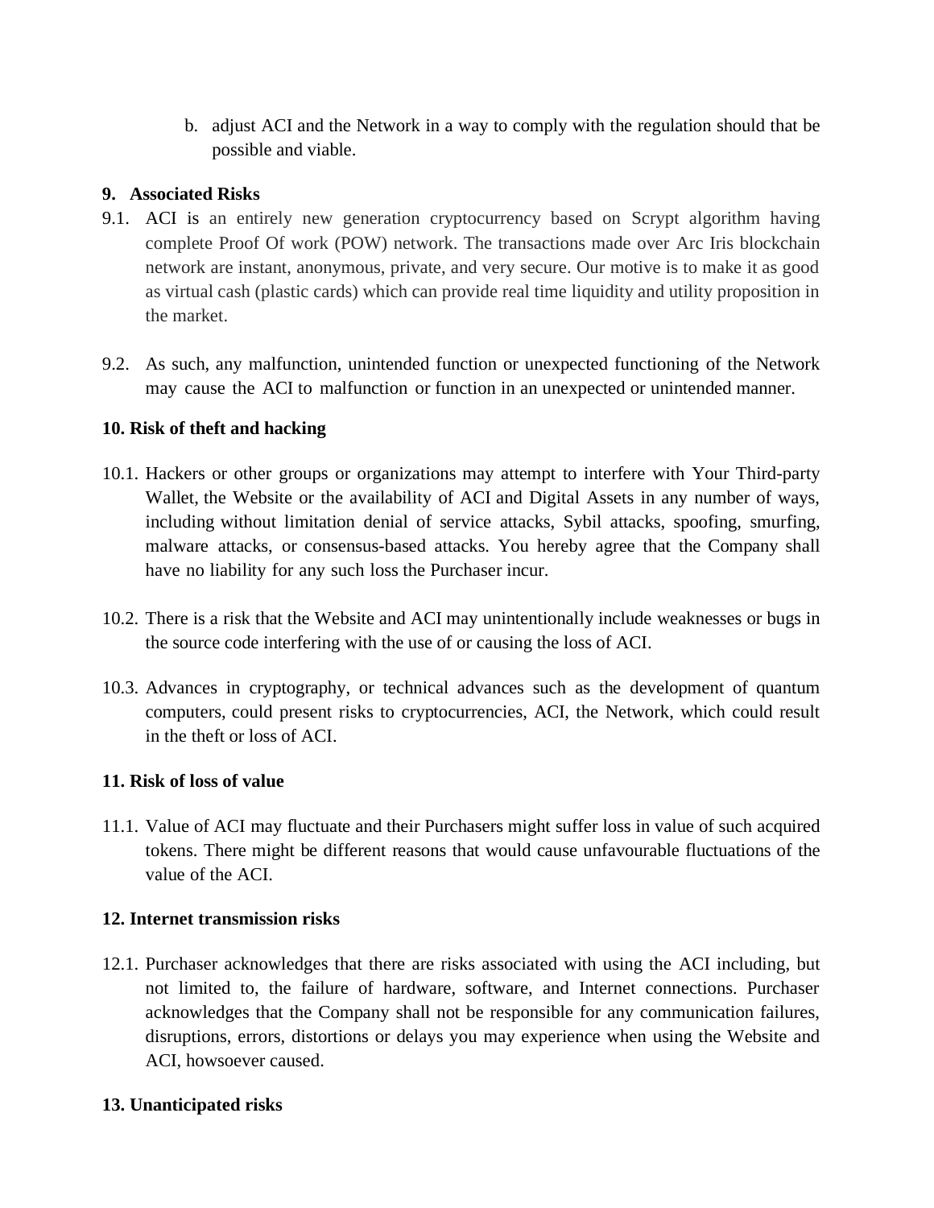b. adjust ACI and the Network in a way to comply with the regulation should that be possible and viable.

**9. Associated Risks**

9.1. ACI is an entirely new generation cryptocurrency based on Scrypt algorithm having complete Proof Of work (POW) network. The transactions made over Arc Iris blockchain network are instant, anonymous, private, and very secure. Our motive is to make it as good as virtual cash (plastic cards) which can provide real time liquidity and utility proposition in the market.

9.2. As such, any malfunction, unintended function or unexpected functioning of the Network may cause the ACI to malfunction or function in an unexpected or unintended manner.

**10. Risk of theft and hacking**

10.1. Hackers or other groups or organizations may attempt to interfere with Your Third-party Wallet, the Website or the availability of ACI and Digital Assets in any number of ways, including without limitation denial of service attacks, Sybil attacks, spoofing, smurfing, malware attacks, or consensus-based attacks. You hereby agree that the Company shall have no liability for any such loss the Purchaser incur.

10.2. There is a risk that the Website and ACI may unintentionally include weaknesses or bugs in the source code interfering with the use of or causing the loss of ACI.

10.3. Advances in cryptography, or technical advances such as the development of quantum computers, could present risks to cryptocurrencies, ACI, the Network, which could result in the theft or loss of ACI.

**11. Risk of loss of value**

11.1. Value of ACI may fluctuate and their Purchasers might suffer loss in value of such acquired tokens. There might be different reasons that would cause unfavourable fluctuations of the value of the ACI.

**12. Internet transmission risks**

12.1. Purchaser acknowledges that there are risks associated with using the ACI including, but not limited to, the failure of hardware, software, and Internet connections. Purchaser acknowledges that the Company shall not be responsible for any communication failures, disruptions, errors, distortions or delays you may experience when using the Website and ACI, howsoever caused.

**13. Unanticipated risks**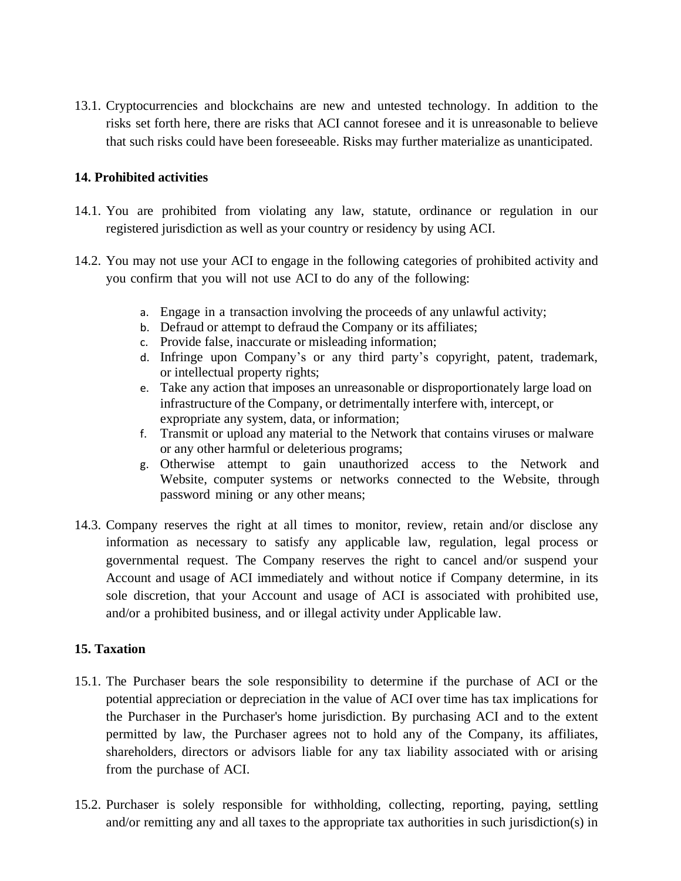13.1. Cryptocurrencies and blockchains are new and untested technology. In addition to the risks set forth here, there are risks that ACI cannot foresee and it is unreasonable to believe that such risks could have been foreseeable. Risks may further materialize as unanticipated.

## 14. Prohibited activities

14.1. You are prohibited from violating any law, statute, ordinance or regulation in our registered jurisdiction as well as your country or residency by using ACI.

14.2. You may not use your ACI to engage in the following categories of prohibited activity and you confirm that you will not use ACI to do any of the following:

a. Engage in a transaction involving the proceeds of any unlawful activity;
b. Defraud or attempt to defraud the Company or its affiliates;
c. Provide false, inaccurate or misleading information;
d. Infringe upon Company's or any third party's copyright, patent, trademark, or intellectual property rights;
e. Take any action that imposes an unreasonable or disproportionately large load on infrastructure of the Company, or detrimentally interfere with, intercept, or expropriate any system, data, or information;
f. Transmit or upload any material to the Network that contains viruses or malware or any other harmful or deleterious programs;
g. Otherwise attempt to gain unauthorized access to the Network and Website, computer systems or networks connected to the Website, through password mining or any other means;

14.3. Company reserves the right at all times to monitor, review, retain and/or disclose any information as necessary to satisfy any applicable law, regulation, legal process or governmental request. The Company reserves the right to cancel and/or suspend your Account and usage of ACI immediately and without notice if Company determine, in its sole discretion, that your Account and usage of ACI is associated with prohibited use, and/or a prohibited business, and or illegal activity under Applicable law.

## 15. Taxation

15.1. The Purchaser bears the sole responsibility to determine if the purchase of ACI or the potential appreciation or depreciation in the value of ACI over time has tax implications for the Purchaser in the Purchaser's home jurisdiction. By purchasing ACI and to the extent permitted by law, the Purchaser agrees not to hold any of the Company, its affiliates, shareholders, directors or advisors liable for any tax liability associated with or arising from the purchase of ACI.

15.2. Purchaser is solely responsible for withholding, collecting, reporting, paying, settling and/or remitting any and all taxes to the appropriate tax authorities in such jurisdiction(s) in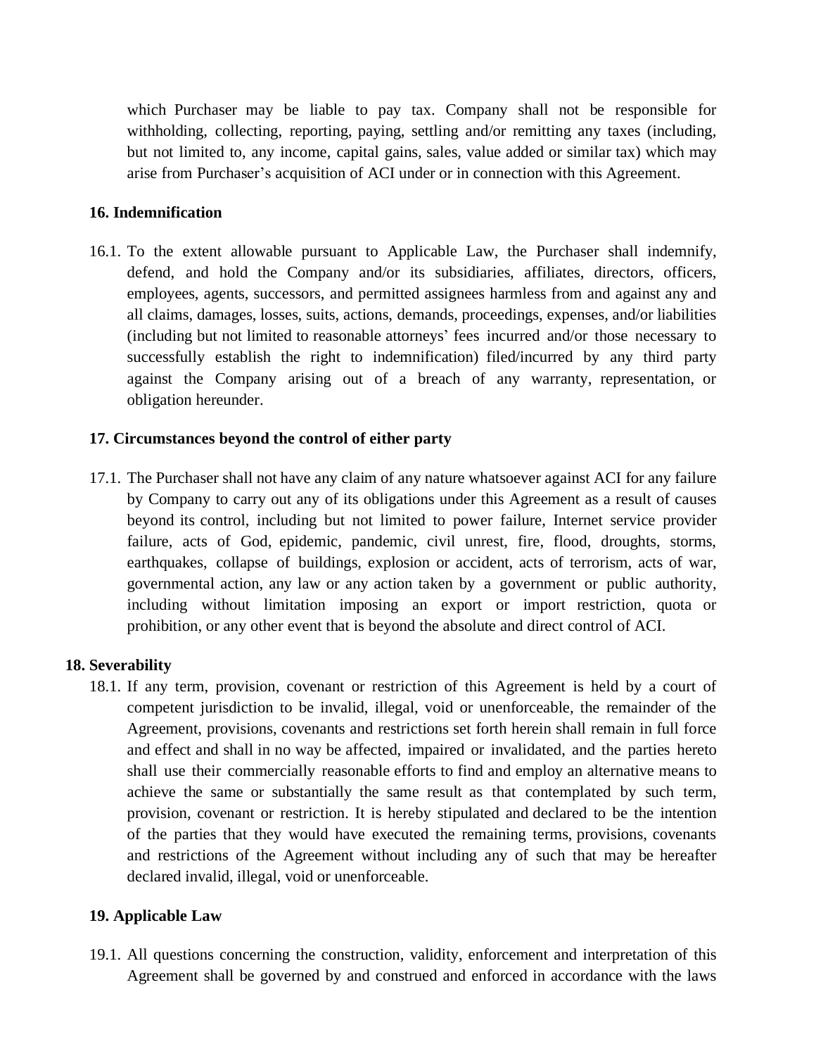which Purchaser may be liable to pay tax. Company shall not be responsible for withholding, collecting, reporting, paying, settling and/or remitting any taxes (including, but not limited to, any income, capital gains, sales, value added or similar tax) which may arise from Purchaser's acquisition of ACI under or in connection with this Agreement.

**16. Indemnification**

16.1. To the extent allowable pursuant to Applicable Law, the Purchaser shall indemnify, defend, and hold the Company and/or its subsidiaries, affiliates, directors, officers, employees, agents, successors, and permitted assignees harmless from and against any and all claims, damages, losses, suits, actions, demands, proceedings, expenses, and/or liabilities (including but not limited to reasonable attorneys' fees incurred and/or those necessary to successfully establish the right to indemnification) filed/incurred by any third party against the Company arising out of a breach of any warranty, representation, or obligation hereunder.

**17. Circumstances beyond the control of either party**

17.1. The Purchaser shall not have any claim of any nature whatsoever against ACI for any failure by Company to carry out any of its obligations under this Agreement as a result of causes beyond its control, including but not limited to power failure, Internet service provider failure, acts of God, epidemic, pandemic, civil unrest, fire, flood, droughts, storms, earthquakes, collapse of buildings, explosion or accident, acts of terrorism, acts of war, governmental action, any law or any action taken by a government or public authority, including without limitation imposing an export or import restriction, quota or prohibition, or any other event that is beyond the absolute and direct control of ACI.

**18. Severability**

18.1. If any term, provision, covenant or restriction of this Agreement is held by a court of competent jurisdiction to be invalid, illegal, void or unenforceable, the remainder of the Agreement, provisions, covenants and restrictions set forth herein shall remain in full force and effect and shall in no way be affected, impaired or invalidated, and the parties hereto shall use their commercially reasonable efforts to find and employ an alternative means to achieve the same or substantially the same result as that contemplated by such term, provision, covenant or restriction. It is hereby stipulated and declared to be the intention of the parties that they would have executed the remaining terms, provisions, covenants and restrictions of the Agreement without including any of such that may be hereafter declared invalid, illegal, void or unenforceable.

**19. Applicable Law**

19.1. All questions concerning the construction, validity, enforcement and interpretation of this Agreement shall be governed by and construed and enforced in accordance with the laws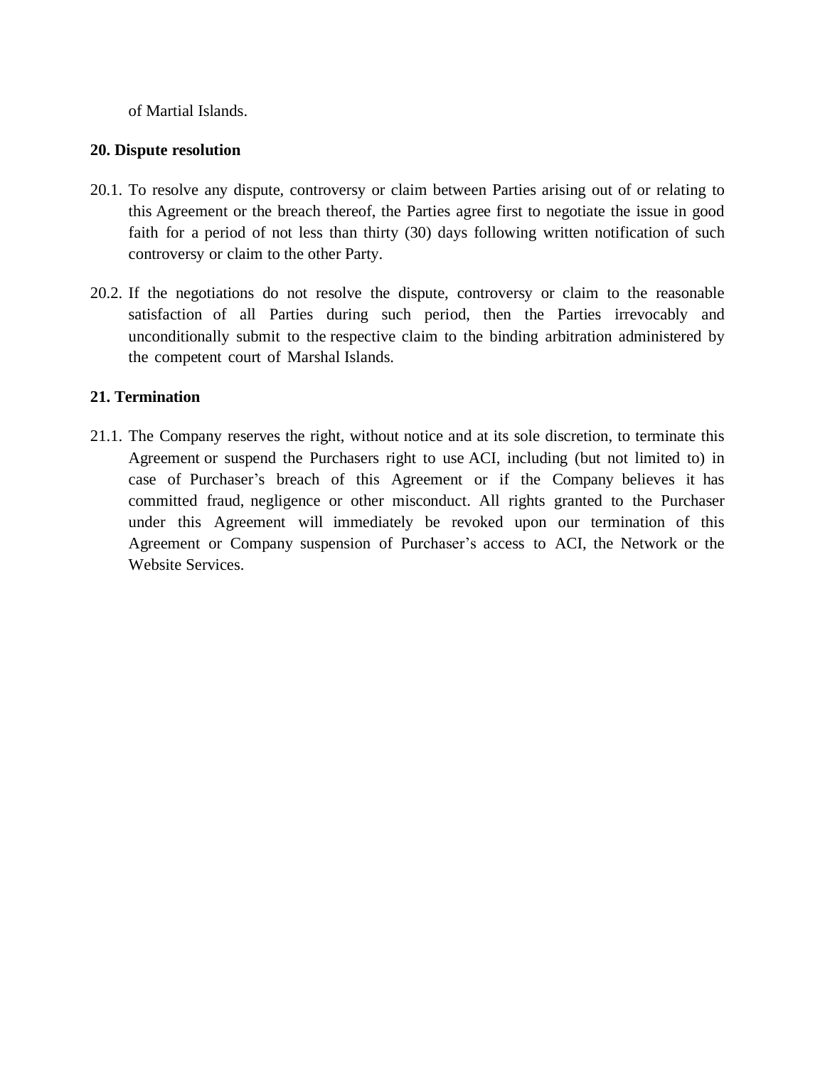of Martial Islands.

**20. Dispute resolution**

20.1. To resolve any dispute, controversy or claim between Parties arising out of or relating to this Agreement or the breach thereof, the Parties agree first to negotiate the issue in good faith for a period of not less than thirty (30) days following written notification of such controversy or claim to the other Party.

20.2. If the negotiations do not resolve the dispute, controversy or claim to the reasonable satisfaction of all Parties during such period, then the Parties irrevocably and unconditionally submit to the respective claim to the binding arbitration administered by the competent court of Marshal Islands.

**21. Termination**

21.1. The Company reserves the right, without notice and at its sole discretion, to terminate this Agreement or suspend the Purchasers right to use ACI, including (but not limited to) in case of Purchaser's breach of this Agreement or if the Company believes it has committed fraud, negligence or other misconduct. All rights granted to the Purchaser under this Agreement will immediately be revoked upon our termination of this Agreement or Company suspension of Purchaser's access to ACI, the Network or the Website Services.